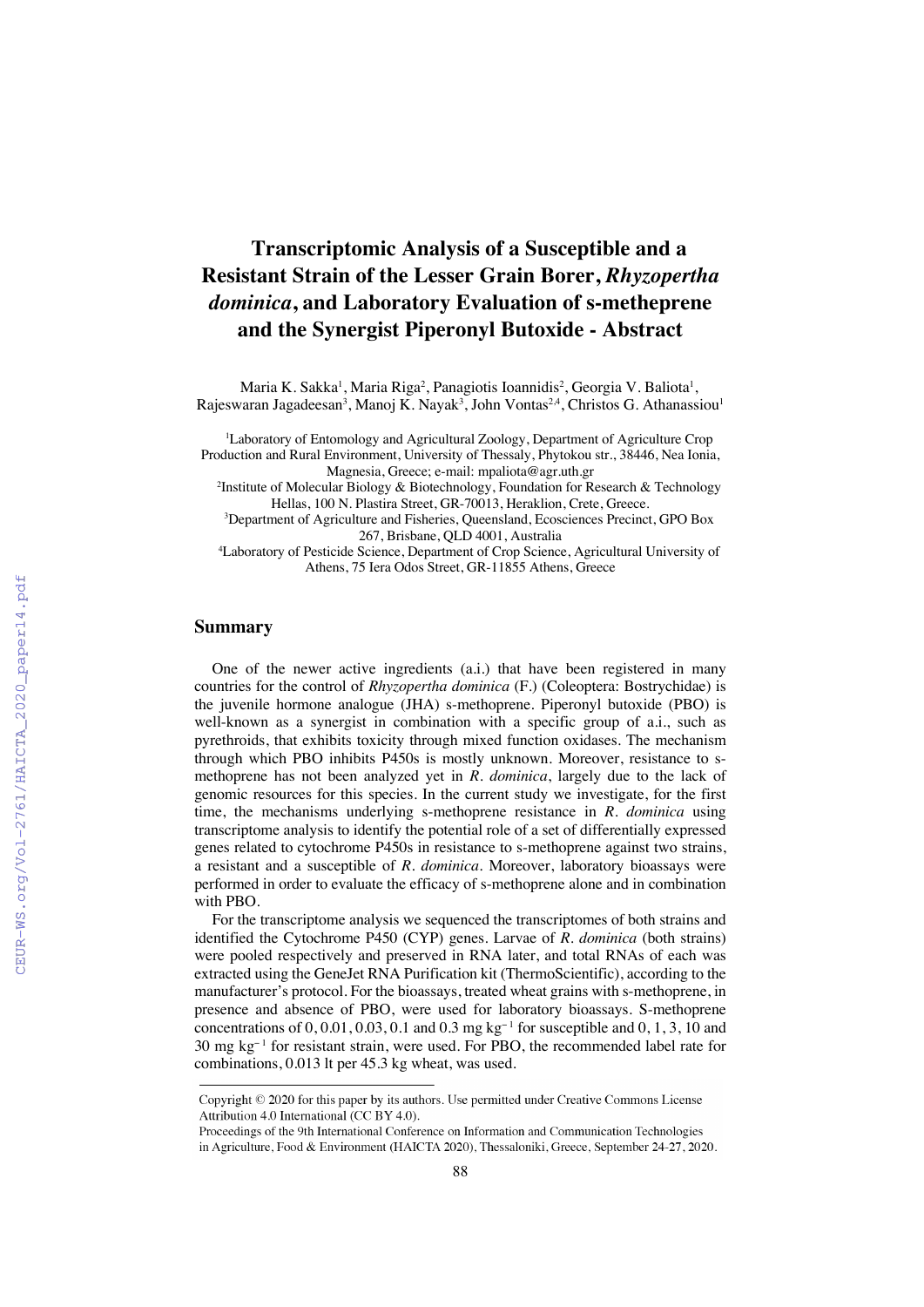# Transcriptomic Analysis of a Susceptible and a Resistant Strain of the Lesser Grain Borer, *Rhyzopertha dominica*, and Laboratory Evaluation of s-metheprene and the Synergist Piperonyl Butoxide - Abstract

Maria K. Sakka[1], Maria Riga[2], Panagiotis Ioannidis[2], Georgia V. Baliota[1], Rajeswaran Jagadeesan[3], Manoj K. Nayak[3], John Vontas[2,4], Christos G. Athanassiou[1]

[1]Laboratory of Entomology and Agricultural Zoology, Department of Agriculture Crop Production and Rural Environment, University of Thessaly, Phytokou str., 38446, Nea Ionia, Magnesia, Greece; e-mail: mpaliota@agr.uth.gr

[2]Institute of Molecular Biology & Biotechnology, Foundation for Research & Technology Hellas, 100 N. Plastira Street, GR-70013, Heraklion, Crete, Greece.

[3]Department of Agriculture and Fisheries, Queensland, Ecosciences Precinct, GPO Box 267, Brisbane, QLD 4001, Australia

[4]Laboratory of Pesticide Science, Department of Crop Science, Agricultural University of Athens, 75 Iera Odos Street, GR-11855 Athens, Greece

## Summary

One of the newer active ingredients (a.i.) that have been registered in many countries for the control of *Rhyzopertha dominica* (F.) (Coleoptera: Bostrychidae) is the juvenile hormone analogue (JHA) s-methoprene. Piperonyl butoxide (PBO) is well-known as a synergist in combination with a specific group of a.i., such as pyrethroids, that exhibits toxicity through mixed function oxidases. The mechanism through which PBO inhibits P450s is mostly unknown. Moreover, resistance to s-methoprene has not been analyzed yet in *R. dominica*, largely due to the lack of genomic resources for this species. In the current study we investigate, for the first time, the mechanisms underlying s-methoprene resistance in *R. dominica* using transcriptome analysis to identify the potential role of a set of differentially expressed genes related to cytochrome P450s in resistance to s-methoprene against two strains, a resistant and a susceptible of *R. dominica*. Moreover, laboratory bioassays were performed in order to evaluate the efficacy of s-methoprene alone and in combination with PBO.

For the transcriptome analysis we sequenced the transcriptomes of both strains and identified the Cytochrome P450 (CYP) genes. Larvae of *R. dominica* (both strains) were pooled respectively and preserved in RNA later, and total RNAs of each was extracted using the GeneJet RNA Purification kit (ThermoScientific), according to the manufacturer's protocol. For the bioassays, treated wheat grains with s-methoprene, in presence and absence of PBO, were used for laboratory bioassays. S-methoprene concentrations of 0, 0.01, 0.03, 0.1 and 0.3 mg $kg^{-1}$ for susceptible and 0, 1, 3, 10 and 30 mg $kg^{-1}$ for resistant strain, were used. For PBO, the recommended label rate for combinations, 0.013 lt per 45.3 kg wheat, was used.

---

Copyright © 2020 for this paper by its authors. Use permitted under Creative Commons License Attribution 4.0 International (CC BY 4.0).

Proceedings of the 9th International Conference on Information and Communication Technologies in Agriculture, Food & Environment (HAICTA 2020), Thessaloniki, Greece, September 24-27, 2020.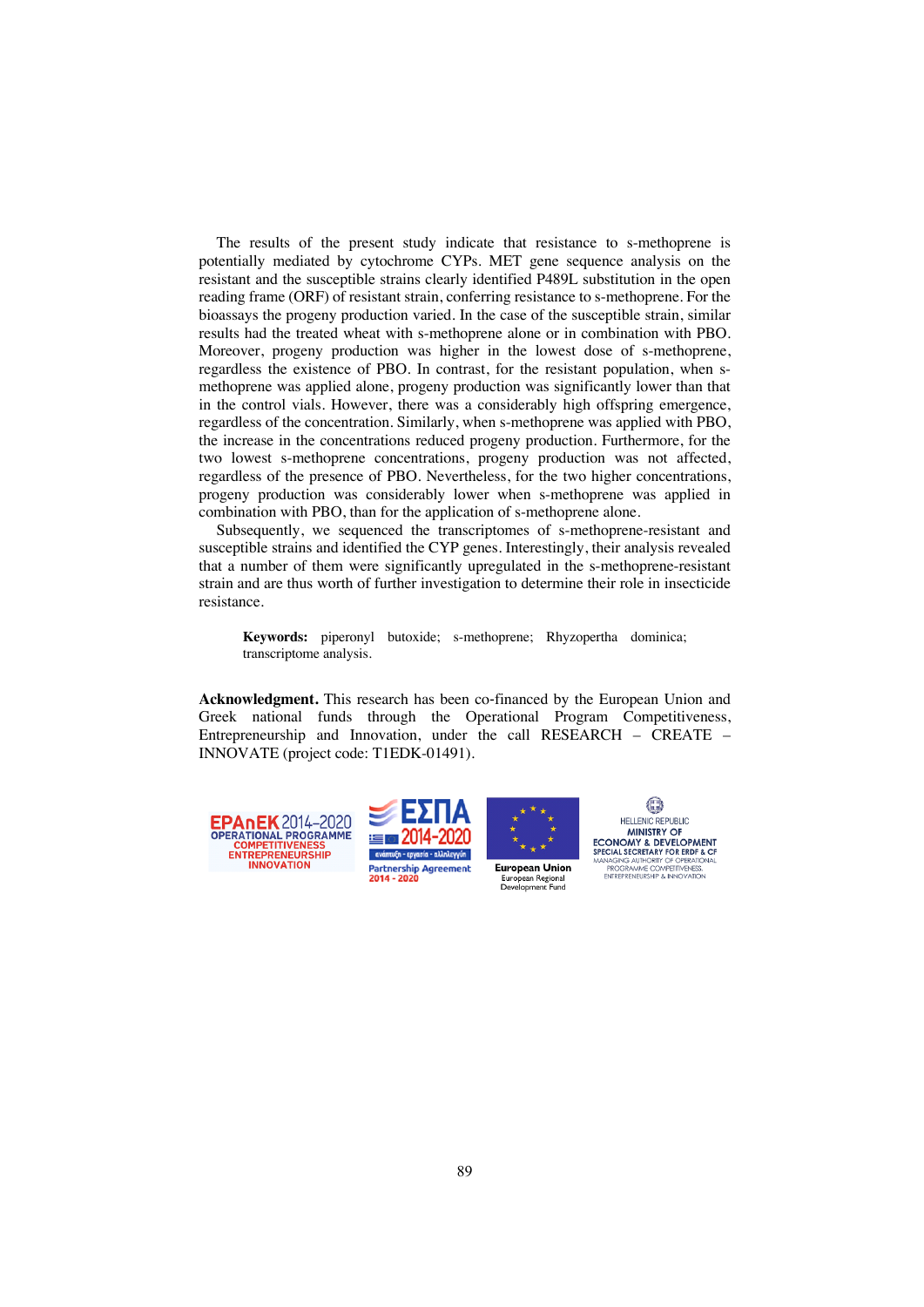The results of the present study indicate that resistance to s-methoprene is potentially mediated by cytochrome CYPs. MET gene sequence analysis on the resistant and the susceptible strains clearly identified P489L substitution in the open reading frame (ORF) of resistant strain, conferring resistance to s-methoprene. For the bioassays the progeny production varied. In the case of the susceptible strain, similar results had the treated wheat with s-methoprene alone or in combination with PBO. Moreover, progeny production was higher in the lowest dose of s-methoprene, regardless the existence of PBO. In contrast, for the resistant population, when s-methoprene was applied alone, progeny production was significantly lower than that in the control vials. However, there was a considerably high offspring emergence, regardless of the concentration. Similarly, when s-methoprene was applied with PBO, the increase in the concentrations reduced progeny production. Furthermore, for the two lowest s-methoprene concentrations, progeny production was not affected, regardless of the presence of PBO. Nevertheless, for the two higher concentrations, progeny production was considerably lower when s-methoprene was applied in combination with PBO, than for the application of s-methoprene alone.

Subsequently, we sequenced the transcriptomes of s-methoprene-resistant and susceptible strains and identified the CYP genes. Interestingly, their analysis revealed that a number of them were significantly upregulated in the s-methoprene-resistant strain and are thus worth of further investigation to determine their role in insecticide resistance.

**Keywords:** piperonyl butoxide; s-methoprene; Rhyzopertha dominica; transcriptome analysis.

**Acknowledgment.** This research has been co-financed by the European Union and Greek national funds through the Operational Program Competitiveness, Entrepreneurship and Innovation, under the call RESEARCH – CREATE – INNOVATE (project code: T1EDK-01491).

EPAnEK 2014–2020
OPERATIONAL PROGRAMME
COMPETITIVENESS
ENTREPRENEURSHIP
INNOVATION

ΕΣΠΑ 2014-2020
ανάπτυξη - εργασία - αλληλεγγύη
Partnership Agreement
2014 - 2020

European Union
European Regional
Development Fund

HELLENIC REPUBLIC
MINISTRY OF
ECONOMY & DEVELOPMENT
SPECIAL SECRETARY FOR ERDF & CF
MANAGING AUTHORITY OF OPERATIONAL
PROGRAMME COMPETITIVENESS,
ENTREPRENEURSHIP & INNOVATION